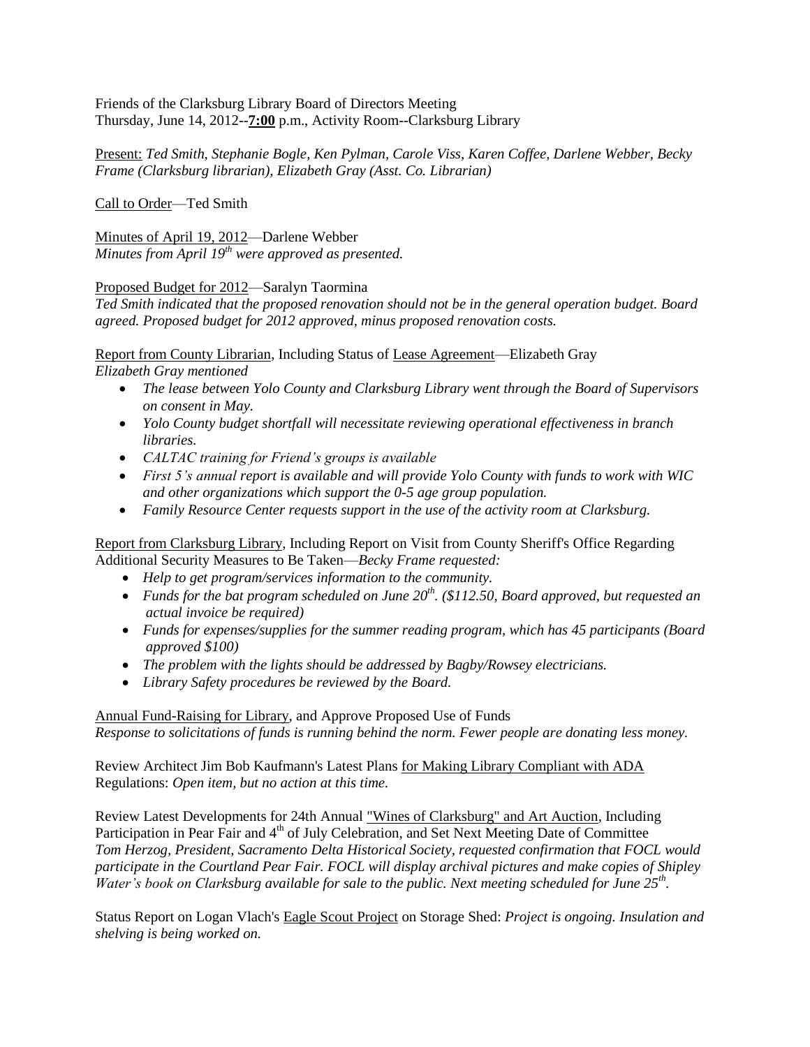Friends of the Clarksburg Library Board of Directors Meeting
Thursday, June 14, 2012--**7:00** p.m., Activity Room--Clarksburg Library

Present: *Ted Smith, Stephanie Bogle, Ken Pylman, Carole Viss, Karen Coffee, Darlene Webber, Becky Frame (Clarksburg librarian), Elizabeth Gray (Asst. Co. Librarian)*

Call to Order—Ted Smith

Minutes of April 19, 2012—Darlene Webber
*Minutes from April 19th were approved as presented.*

Proposed Budget for 2012—Saralyn Taormina
*Ted Smith indicated that the proposed renovation should not be in the general operation budget. Board agreed. Proposed budget for 2012 approved, minus proposed renovation costs.*

Report from County Librarian, Including Status of Lease Agreement—Elizabeth Gray
*Elizabeth Gray mentioned*

- *The lease between Yolo County and Clarksburg Library went through the Board of Supervisors on consent in May.*
- *Yolo County budget shortfall will necessitate reviewing operational effectiveness in branch libraries.*
- *CALTAC training for Friend's groups is available*
- *First 5's annual report is available and will provide Yolo County with funds to work with WIC and other organizations which support the 0-5 age group population.*
- *Family Resource Center requests support in the use of the activity room at Clarksburg.*

Report from Clarksburg Library, Including Report on Visit from County Sheriff's Office Regarding Additional Security Measures to Be Taken—*Becky Frame requested:*

- *Help to get program/services information to the community.*
- *Funds for the bat program scheduled on June 20th. ($112.50, Board approved, but requested an actual invoice be required)*
- *Funds for expenses/supplies for the summer reading program, which has 45 participants (Board approved $100)*
- *The problem with the lights should be addressed by Bagby/Rowsey electricians.*
- *Library Safety procedures be reviewed by the Board.*

Annual Fund-Raising for Library, and Approve Proposed Use of Funds
*Response to solicitations of funds is running behind the norm. Fewer people are donating less money.*

Review Architect Jim Bob Kaufmann's Latest Plans for Making Library Compliant with ADA Regulations: *Open item, but no action at this time.*

Review Latest Developments for 24th Annual "Wines of Clarksburg" and Art Auction, Including Participation in Pear Fair and 4th of July Celebration, and Set Next Meeting Date of Committee
*Tom Herzog, President, Sacramento Delta Historical Society, requested confirmation that FOCL would participate in the Courtland Pear Fair. FOCL will display archival pictures and make copies of Shipley Water's book on Clarksburg available for sale to the public. Next meeting scheduled for June 25th.*

Status Report on Logan Vlach's Eagle Scout Project on Storage Shed: *Project is ongoing. Insulation and shelving is being worked on.*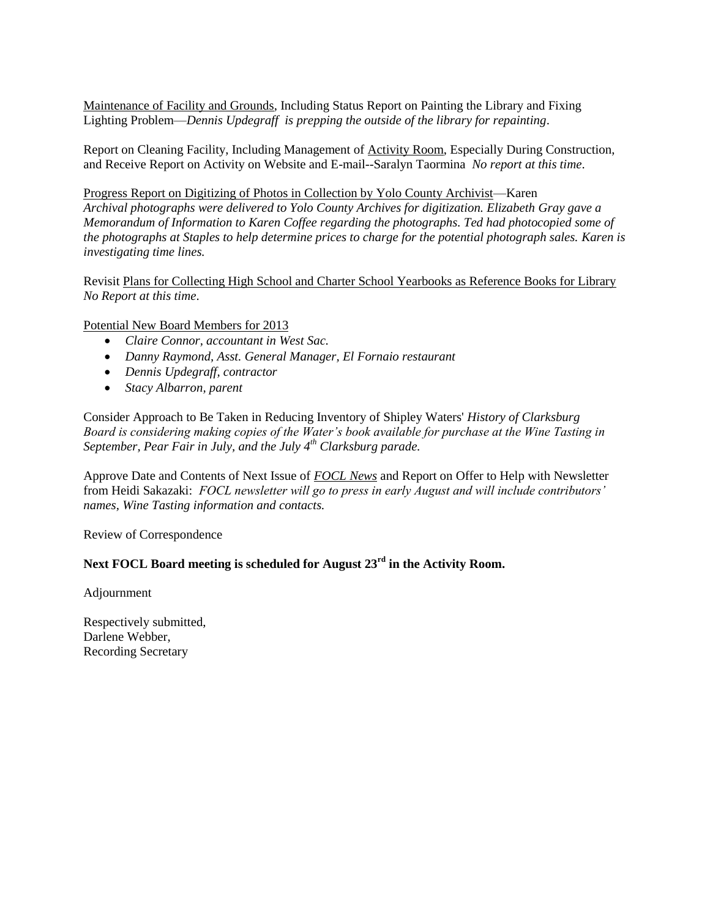<u>Maintenance of Facility and Grounds</u>, Including Status Report on Painting the Library and Fixing Lighting Problem—*Dennis Updegraff is prepping the outside of the library for repainting*.

Report on Cleaning Facility, Including Management of <u>Activity Room</u>, Especially During Construction, and Receive Report on Activity on Website and E-mail--Saralyn Taormina *No report at this time*.

<u>Progress Report on Digitizing of Photos in Collection by Yolo County Archivist</u>—Karen
*Archival photographs were delivered to Yolo County Archives for digitization. Elizabeth Gray gave a Memorandum of Information to Karen Coffee regarding the photographs. Ted had photocopied some of the photographs at Staples to help determine prices to charge for the potential photograph sales. Karen is investigating time lines.*

Revisit <u>Plans for Collecting High School and Charter School Yearbooks as Reference Books for Library</u>
*No Report at this time*.

<u>Potential New Board Members for 2013</u>

- *Claire Connor, accountant in West Sac.*
- *Danny Raymond, Asst. General Manager, El Fornaio restaurant*
- *Dennis Updegraff, contractor*
- *Stacy Albarron, parent*

Consider Approach to Be Taken in Reducing Inventory of Shipley Waters' *History of Clarksburg*
*Board is considering making copies of the Water's book available for purchase at the Wine Tasting in September, Pear Fair in July, and the July 4th Clarksburg parade.*

Approve Date and Contents of Next Issue of <u>*FOCL News*</u> and Report on Offer to Help with Newsletter from Heidi Sakazaki: *FOCL newsletter will go to press in early August and will include contributors' names, Wine Tasting information and contacts.*

Review of Correspondence

**Next FOCL Board meeting is scheduled for August 23rd in the Activity Room.**

Adjournment

Respectively submitted,
Darlene Webber,
Recording Secretary